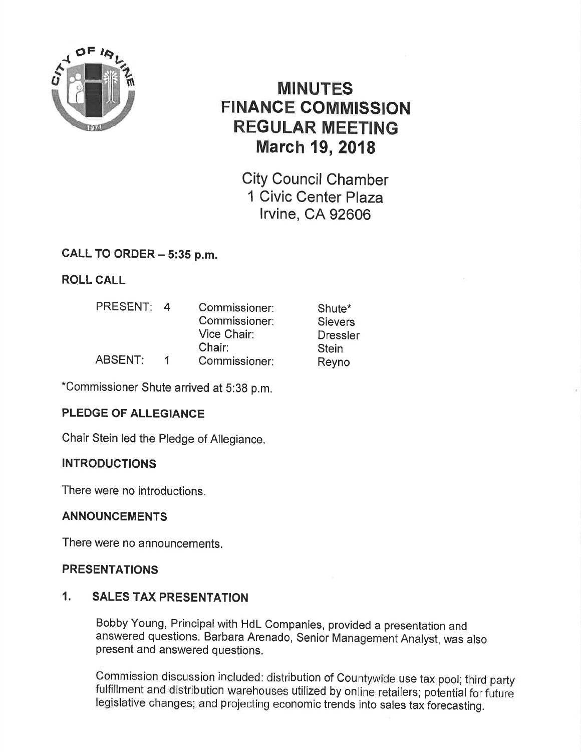# MINUTES
# FINANCE COMMISSION
# REGULAR MEETING
# March 19, 2018

City Council Chamber
1 Civic Center Plaza
Irvine, CA 92606

## CALL TO ORDER – 5:35 p.m.

## ROLL CALL

| | | | |
|---|---|---|---|
| PRESENT: | 4 | Commissioner: | Shute* |
| | | Commissioner: | Sievers |
| | | Vice Chair: | Dressler |
| | | Chair: | Stein |
| ABSENT: | 1 | Commissioner: | Reyno |

*Commissioner Shute arrived at 5:38 p.m.

## PLEDGE OF ALLEGIANCE

Chair Stein led the Pledge of Allegiance.

## INTRODUCTIONS

There were no introductions.

## ANNOUNCEMENTS

There were no announcements.

## PRESENTATIONS

### 1. SALES TAX PRESENTATION

Bobby Young, Principal with HdL Companies, provided a presentation and answered questions. Barbara Arenado, Senior Management Analyst, was also present and answered questions.

Commission discussion included: distribution of Countywide use tax pool; third party fulfillment and distribution warehouses utilized by online retailers; potential for future legislative changes; and projecting economic trends into sales tax forecasting.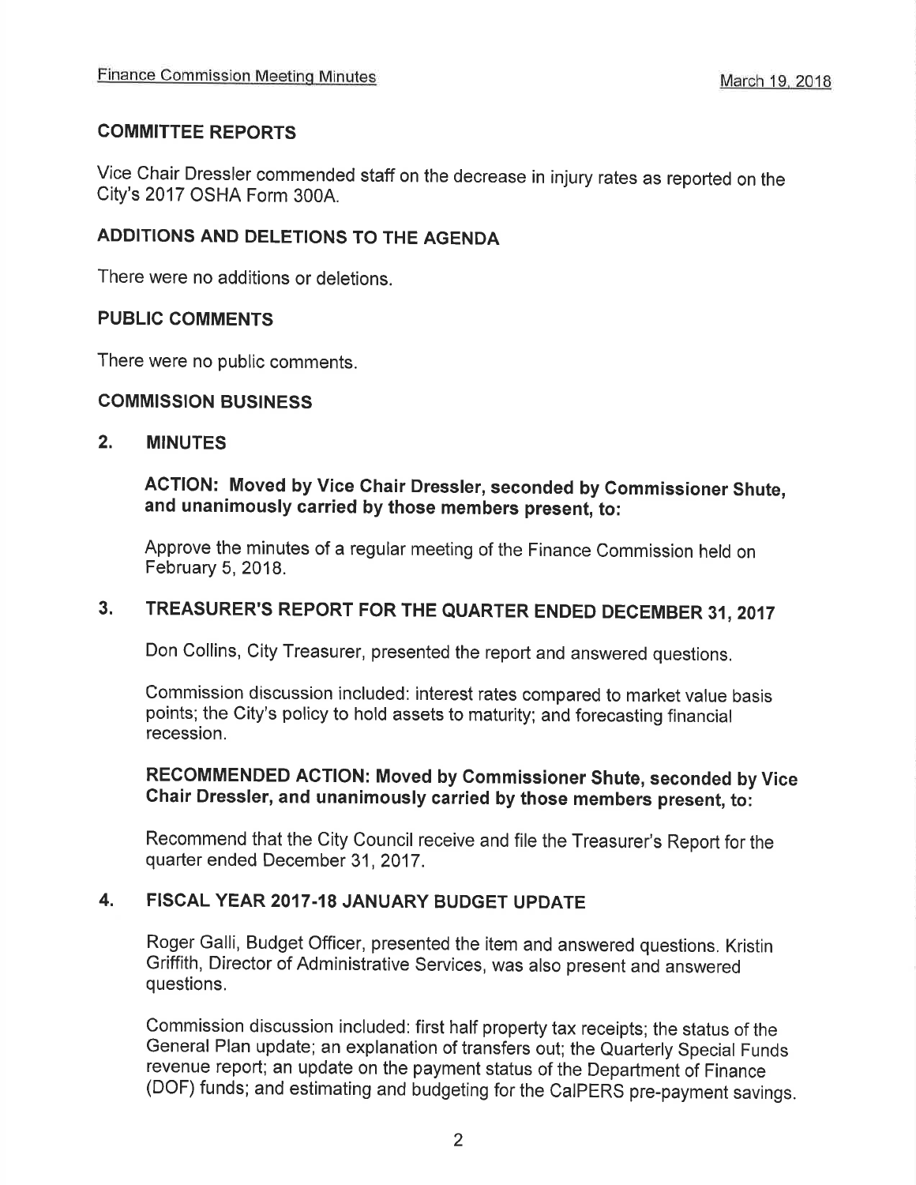## COMMITTEE REPORTS

Vice Chair Dressler commended staff on the decrease in injury rates as reported on the City's 2017 OSHA Form 300A.

## ADDITIONS AND DELETIONS TO THE AGENDA

There were no additions or deletions.

## PUBLIC COMMENTS

There were no public comments.

## COMMISSION BUSINESS

### 2. MINUTES

**ACTION: Moved by Vice Chair Dressler, seconded by Commissioner Shute, and unanimously carried by those members present, to:**

Approve the minutes of a regular meeting of the Finance Commission held on February 5, 2018.

### 3. TREASURER'S REPORT FOR THE QUARTER ENDED DECEMBER 31, 2017

Don Collins, City Treasurer, presented the report and answered questions.

Commission discussion included: interest rates compared to market value basis points; the City's policy to hold assets to maturity; and forecasting financial recession.

**RECOMMENDED ACTION: Moved by Commissioner Shute, seconded by Vice Chair Dressler, and unanimously carried by those members present, to:**

Recommend that the City Council receive and file the Treasurer's Report for the quarter ended December 31, 2017.

### 4. FISCAL YEAR 2017-18 JANUARY BUDGET UPDATE

Roger Galli, Budget Officer, presented the item and answered questions. Kristin Griffith, Director of Administrative Services, was also present and answered questions.

Commission discussion included: first half property tax receipts; the status of the General Plan update; an explanation of transfers out; the Quarterly Special Funds revenue report; an update on the payment status of the Department of Finance (DOF) funds; and estimating and budgeting for the CalPERS pre-payment savings.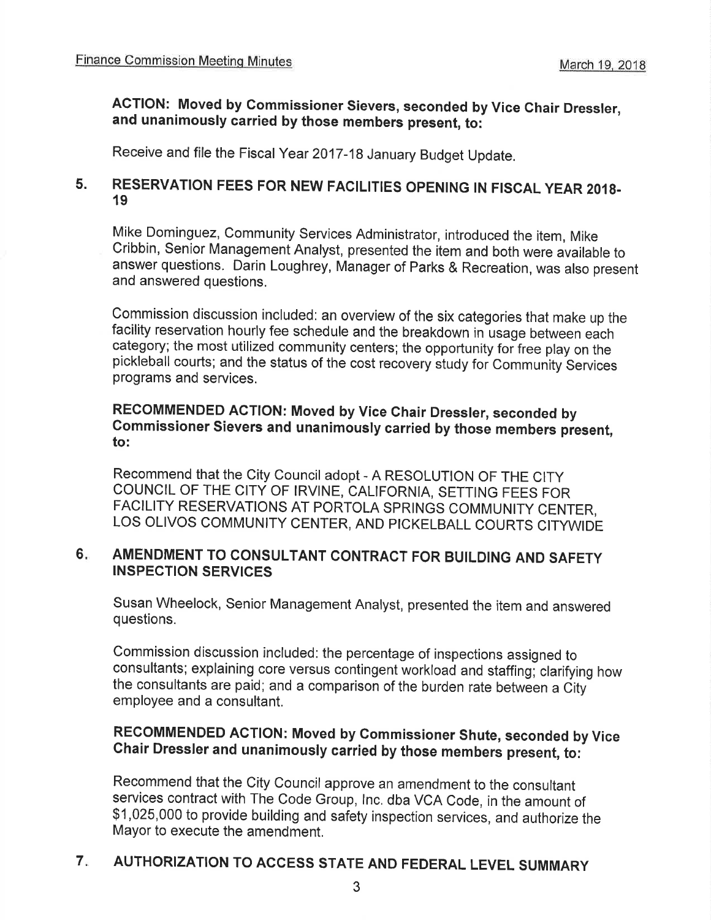**ACTION: Moved by Commissioner Sievers, seconded by Vice Chair Dressler, and unanimously carried by those members present, to:**

Receive and file the Fiscal Year 2017-18 January Budget Update.

## 5. RESERVATION FEES FOR NEW FACILITIES OPENING IN FISCAL YEAR 2018-19

Mike Dominguez, Community Services Administrator, introduced the item, Mike Cribbin, Senior Management Analyst, presented the item and both were available to answer questions. Darin Loughrey, Manager of Parks & Recreation, was also present and answered questions.

Commission discussion included: an overview of the six categories that make up the facility reservation hourly fee schedule and the breakdown in usage between each category; the most utilized community centers; the opportunity for free play on the pickleball courts; and the status of the cost recovery study for Community Services programs and services.

**RECOMMENDED ACTION: Moved by Vice Chair Dressler, seconded by Commissioner Sievers and unanimously carried by those members present, to:**

Recommend that the City Council adopt - A RESOLUTION OF THE CITY COUNCIL OF THE CITY OF IRVINE, CALIFORNIA, SETTING FEES FOR FACILITY RESERVATIONS AT PORTOLA SPRINGS COMMUNITY CENTER, LOS OLIVOS COMMUNITY CENTER, AND PICKELBALL COURTS CITYWIDE

## 6. AMENDMENT TO CONSULTANT CONTRACT FOR BUILDING AND SAFETY INSPECTION SERVICES

Susan Wheelock, Senior Management Analyst, presented the item and answered questions.

Commission discussion included: the percentage of inspections assigned to consultants; explaining core versus contingent workload and staffing; clarifying how the consultants are paid; and a comparison of the burden rate between a City employee and a consultant.

**RECOMMENDED ACTION: Moved by Commissioner Shute, seconded by Vice Chair Dressler and unanimously carried by those members present, to:**

Recommend that the City Council approve an amendment to the consultant services contract with The Code Group, Inc. dba VCA Code, in the amount of $1,025,000 to provide building and safety inspection services, and authorize the Mayor to execute the amendment.

## 7. AUTHORIZATION TO ACCESS STATE AND FEDERAL LEVEL SUMMARY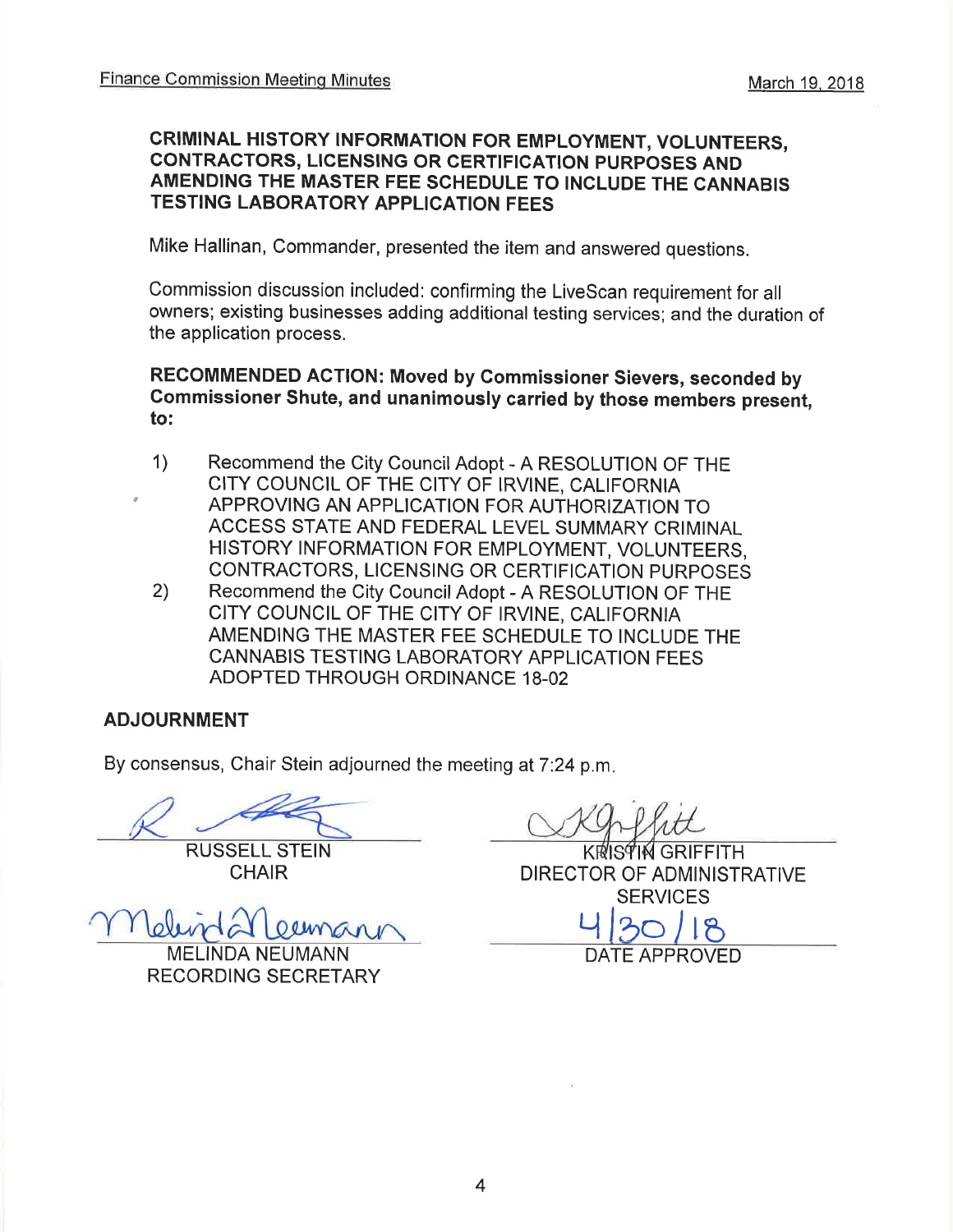**CRIMINAL HISTORY INFORMATION FOR EMPLOYMENT, VOLUNTEERS, CONTRACTORS, LICENSING OR CERTIFICATION PURPOSES AND AMENDING THE MASTER FEE SCHEDULE TO INCLUDE THE CANNABIS TESTING LABORATORY APPLICATION FEES**

Mike Hallinan, Commander, presented the item and answered questions.

Commission discussion included: confirming the LiveScan requirement for all owners; existing businesses adding additional testing services; and the duration of the application process.

**RECOMMENDED ACTION: Moved by Commissioner Sievers, seconded by Commissioner Shute, and unanimously carried by those members present, to:**

1) Recommend the City Council Adopt - A RESOLUTION OF THE CITY COUNCIL OF THE CITY OF IRVINE, CALIFORNIA APPROVING AN APPLICATION FOR AUTHORIZATION TO ACCESS STATE AND FEDERAL LEVEL SUMMARY CRIMINAL HISTORY INFORMATION FOR EMPLOYMENT, VOLUNTEERS, CONTRACTORS, LICENSING OR CERTIFICATION PURPOSES
2) Recommend the City Council Adopt - A RESOLUTION OF THE CITY COUNCIL OF THE CITY OF IRVINE, CALIFORNIA AMENDING THE MASTER FEE SCHEDULE TO INCLUDE THE CANNABIS TESTING LABORATORY APPLICATION FEES ADOPTED THROUGH ORDINANCE 18-02

## ADJOURNMENT

By consensus, Chair Stein adjourned the meeting at 7:24 p.m.

RUSSELL STEIN
CHAIR

KRISTIN GRIFFITH
DIRECTOR OF ADMINISTRATIVE SERVICES

MELINDA NEUMANN
RECORDING SECRETARY

4/30/18
DATE APPROVED